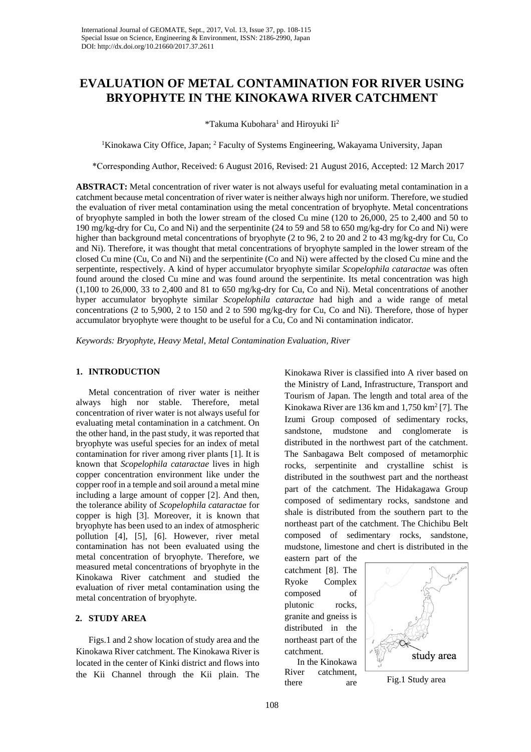# EVALUATION OF METAL CONTAMINATION FOR RIVER USING BRYOPHYTE IN THE KINOKAWA RIVER CATCHMENT

*Takuma Kubohara[1] and Hiroyuki Ii[2]

[1]Kinokawa City Office, Japan; [2] Faculty of Systems Engineering, Wakayama University, Japan

*Corresponding Author, Received: 6 August 2016, Revised: 21 August 2016, Accepted: 12 March 2017

**ABSTRACT:** Metal concentration of river water is not always useful for evaluating metal contamination in a catchment because metal concentration of river water is neither always high nor uniform. Therefore, we studied the evaluation of river metal contamination using the metal concentration of bryophyte. Metal concentrations of bryophyte sampled in both the lower stream of the closed Cu mine (120 to 26,000, 25 to 2,400 and 50 to 190 mg/kg-dry for Cu, Co and Ni) and the serpentinite (24 to 59 and 58 to 650 mg/kg-dry for Co and Ni) were higher than background metal concentrations of bryophyte (2 to 96, 2 to 20 and 2 to 43 mg/kg-dry for Cu, Co and Ni). Therefore, it was thought that metal concentrations of bryophyte sampled in the lower stream of the closed Cu mine (Cu, Co and Ni) and the serpentinite (Co and Ni) were affected by the closed Cu mine and the serpentinte, respectively. A kind of hyper accumulator bryophyte similar *Scopelophila cataractae* was often found around the closed Cu mine and was found around the serpentinite. Its metal concentration was high (1,100 to 26,000, 33 to 2,400 and 81 to 650 mg/kg-dry for Cu, Co and Ni). Metal concentrations of another hyper accumulator bryophyte similar *Scopelophila cataractae* had high and a wide range of metal concentrations (2 to 5,900, 2 to 150 and 2 to 590 mg/kg-dry for Cu, Co and Ni). Therefore, those of hyper accumulator bryophyte were thought to be useful for a Cu, Co and Ni contamination indicator.

*Keywords: Bryophyte, Heavy Metal, Metal Contamination Evaluation, River*

## 1. INTRODUCTION

Metal concentration of river water is neither always high nor stable. Therefore, metal concentration of river water is not always useful for evaluating metal contamination in a catchment. On the other hand, in the past study, it was reported that bryophyte was useful species for an index of metal contamination for river among river plants [1]. It is known that *Scopelophila cataractae* lives in high copper concentration environment like under the copper roof in a temple and soil around a metal mine including a large amount of copper [2]. And then, the tolerance ability of *Scopelophila cataractae* for copper is high [3]. Moreover, it is known that bryophyte has been used to an index of atmospheric pollution [4], [5], [6]. However, river metal contamination has not been evaluated using the metal concentration of bryophyte. Therefore, we measured metal concentrations of bryophyte in the Kinokawa River catchment and studied the evaluation of river metal contamination using the metal concentration of bryophyte.

## 2. STUDY AREA

Figs.1 and 2 show location of study area and the Kinokawa River catchment. The Kinokawa River is located in the center of Kinki district and flows into the Kii Channel through the Kii plain. The Kinokawa River is classified into A river based on the Ministry of Land, Infrastructure, Transport and Tourism of Japan. The length and total area of the Kinokawa River are 136 km and 1,750 km$^2$ [7]. The Izumi Group composed of sedimentary rocks, sandstone, mudstone and conglomerate is distributed in the northwest part of the catchment. The Sanbagawa Belt composed of metamorphic rocks, serpentinite and crystalline schist is distributed in the southwest part and the northeast part of the catchment. The Hidakagawa Group composed of sedimentary rocks, sandstone and shale is distributed from the southern part to the northeast part of the catchment. The Chichibu Belt composed of sedimentary rocks, sandstone, mudstone, limestone and chert is distributed in the eastern part of the catchment [8]. The Ryoke Complex composed of plutonic rocks, granite and gneiss is distributed in the northeast part of the catchment.

Fig.1 Study area

In the Kinokawa River catchment, there are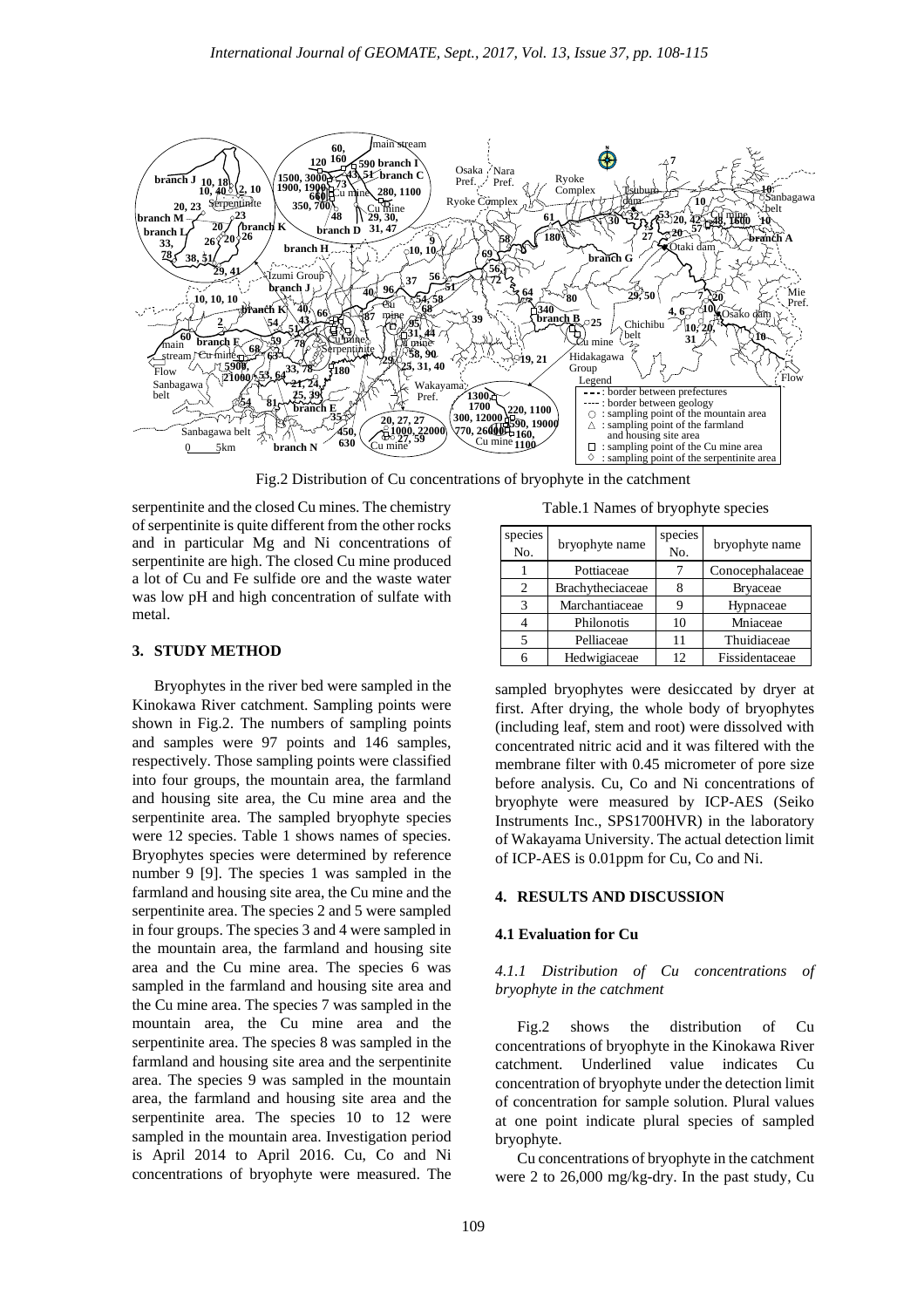Fig.2 Distribution of Cu concentrations of bryophyte in the catchment

serpentinite and the closed Cu mines. The chemistry of serpentinite is quite different from the other rocks and in particular Mg and Ni concentrations of serpentinite are high. The closed Cu mine produced a lot of Cu and Fe sulfide ore and the waste water was low pH and high concentration of sulfate with metal.

## 3. STUDY METHOD

Bryophytes in the river bed were sampled in the Kinokawa River catchment. Sampling points were shown in Fig.2. The numbers of sampling points and samples were 97 points and 146 samples, respectively. Those sampling points were classified into four groups, the mountain area, the farmland and housing site area, the Cu mine area and the serpentinite area. The sampled bryophyte species were 12 species. Table 1 shows names of species. Bryophytes species were determined by reference number 9 [9]. The species 1 was sampled in the farmland and housing site area, the Cu mine and the serpentinite area. The species 2 and 5 were sampled in four groups. The species 3 and 4 were sampled in the mountain area, the farmland and housing site area and the Cu mine area. The species 6 was sampled in the farmland and housing site area and the Cu mine area. The species 7 was sampled in the mountain area, the Cu mine area and the serpentinite area. The species 8 was sampled in the farmland and housing site area and the serpentinite area. The species 9 was sampled in the mountain area, the farmland and housing site area and the serpentinite area. The species 10 to 12 were sampled in the mountain area. Investigation period is April 2014 to April 2016. Cu, Co and Ni concentrations of bryophyte were measured. The

Table.1 Names of bryophyte species

| species No. | bryophyte name | species No. | bryophyte name |
|---|---|---|---|
| 1 | Pottiaceae | 7 | Conocephalaceae |
| 2 | Brachytheciaceae | 8 | Bryaceae |
| 3 | Marchantiaceae | 9 | Hypnaceae |
| 4 | Philonotis | 10 | Mniaceae |
| 5 | Pelliaceae | 11 | Thuidiaceae |
| 6 | Hedwigiaceae | 12 | Fissidentaceae |

sampled bryophytes were desiccated by dryer at first. After drying, the whole body of bryophytes (including leaf, stem and root) were dissolved with concentrated nitric acid and it was filtered with the membrane filter with 0.45 micrometer of pore size before analysis. Cu, Co and Ni concentrations of bryophyte were measured by ICP-AES (Seiko Instruments Inc., SPS1700HVR) in the laboratory of Wakayama University. The actual detection limit of ICP-AES is 0.01ppm for Cu, Co and Ni.

## 4. RESULTS AND DISCUSSION

### 4.1 Evaluation for Cu

#### *4.1.1 Distribution of Cu concentrations of bryophyte in the catchment*

Fig.2 shows the distribution of Cu concentrations of bryophyte in the Kinokawa River catchment. Underlined value indicates Cu concentration of bryophyte under the detection limit of concentration for sample solution. Plural values at one point indicate plural species of sampled bryophyte.

Cu concentrations of bryophyte in the catchment were 2 to 26,000 mg/kg-dry. In the past study, Cu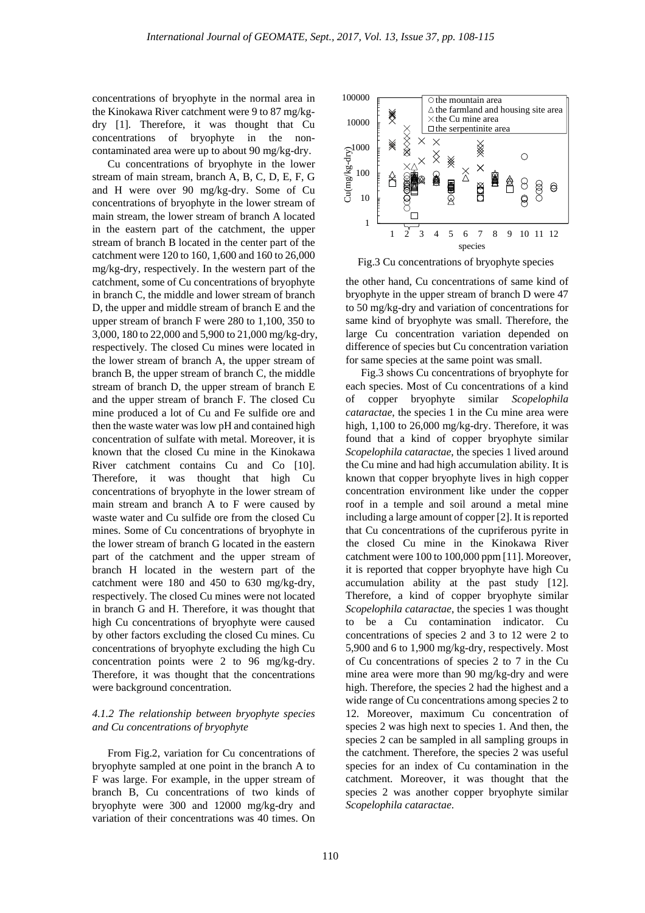concentrations of bryophyte in the normal area in the Kinokawa River catchment were 9 to 87 mg/kg-dry [1]. Therefore, it was thought that Cu concentrations of bryophyte in the non-contaminated area were up to about 90 mg/kg-dry.

Cu concentrations of bryophyte in the lower stream of main stream, branch A, B, C, D, E, F, G and H were over 90 mg/kg-dry. Some of Cu concentrations of bryophyte in the lower stream of main stream, the lower stream of branch A located in the eastern part of the catchment, the upper stream of branch B located in the center part of the catchment were 120 to 160, 1,600 and 160 to 26,000 mg/kg-dry, respectively. In the western part of the catchment, some of Cu concentrations of bryophyte in branch C, the middle and lower stream of branch D, the upper and middle stream of branch E and the upper stream of branch F were 280 to 1,100, 350 to 3,000, 180 to 22,000 and 5,900 to 21,000 mg/kg-dry, respectively. The closed Cu mines were located in the lower stream of branch A, the upper stream of branch B, the upper stream of branch C, the middle stream of branch D, the upper stream of branch E and the upper stream of branch F. The closed Cu mine produced a lot of Cu and Fe sulfide ore and then the waste water was low pH and contained high concentration of sulfate with metal. Moreover, it is known that the closed Cu mine in the Kinokawa River catchment contains Cu and Co [10]. Therefore, it was thought that high Cu concentrations of bryophyte in the lower stream of main stream and branch A to F were caused by waste water and Cu sulfide ore from the closed Cu mines. Some of Cu concentrations of bryophyte in the lower stream of branch G located in the eastern part of the catchment and the upper stream of branch H located in the western part of the catchment were 180 and 450 to 630 mg/kg-dry, respectively. The closed Cu mines were not located in branch G and H. Therefore, it was thought that high Cu concentrations of bryophyte were caused by other factors excluding the closed Cu mines. Cu concentrations of bryophyte excluding the high Cu concentration points were 2 to 96 mg/kg-dry. Therefore, it was thought that the concentrations were background concentration.

#### *4.1.2 The relationship between bryophyte species and Cu concentrations of bryophyte*

From Fig.2, variation for Cu concentrations of bryophyte sampled at one point in the branch A to F was large. For example, in the upper stream of branch B, Cu concentrations of two kinds of bryophyte were 300 and 12000 mg/kg-dry and variation of their concentrations was 40 times. On the other hand, Cu concentrations of same kind of bryophyte in the upper stream of branch D were 47 to 50 mg/kg-dry and variation of concentrations for same kind of bryophyte was small. Therefore, the large Cu concentration variation depended on difference of species but Cu concentration variation for same species at the same point was small.

Fig.3 Cu concentrations of bryophyte species

Fig.3 shows Cu concentrations of bryophyte for each species. Most of Cu concentrations of a kind of copper bryophyte similar *Scopelophila cataractae*, the species 1 in the Cu mine area were high, 1,100 to 26,000 mg/kg-dry. Therefore, it was found that a kind of copper bryophyte similar *Scopelophila cataractae*, the species 1 lived around the Cu mine and had high accumulation ability. It is known that copper bryophyte lives in high copper concentration environment like under the copper roof in a temple and soil around a metal mine including a large amount of copper [2]. It is reported that Cu concentrations of the cupriferous pyrite in the closed Cu mine in the Kinokawa River catchment were 100 to 100,000 ppm [11]. Moreover, it is reported that copper bryophyte have high Cu accumulation ability at the past study [12]. Therefore, a kind of copper bryophyte similar *Scopelophila cataractae*, the species 1 was thought to be a Cu contamination indicator. Cu concentrations of species 2 and 3 to 12 were 2 to 5,900 and 6 to 1,900 mg/kg-dry, respectively. Most of Cu concentrations of species 2 to 7 in the Cu mine area were more than 90 mg/kg-dry and were high. Therefore, the species 2 had the highest and a wide range of Cu concentrations among species 2 to 12. Moreover, maximum Cu concentration of species 2 was high next to species 1. And then, the species 2 can be sampled in all sampling groups in the catchment. Therefore, the species 2 was useful species for an index of Cu contamination in the catchment. Moreover, it was thought that the species 2 was another copper bryophyte similar *Scopelophila cataractae*.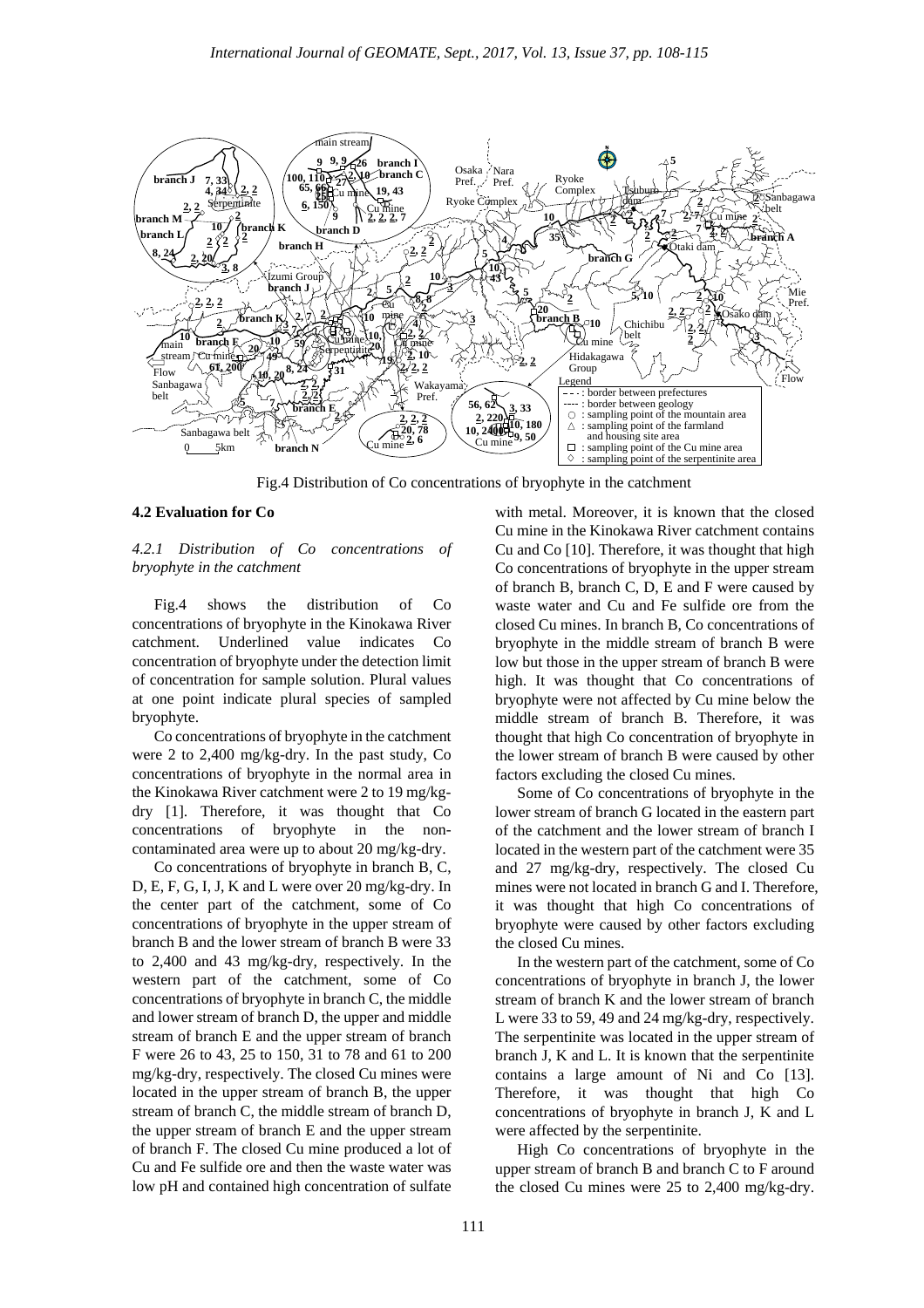Fig.4 Distribution of Co concentrations of bryophyte in the catchment

### 4.2 Evaluation for Co

#### *4.2.1 Distribution of Co concentrations of bryophyte in the catchment*

Fig.4 shows the distribution of Co concentrations of bryophyte in the Kinokawa River catchment. Underlined value indicates Co concentration of bryophyte under the detection limit of concentration for sample solution. Plural values at one point indicate plural species of sampled bryophyte.

Co concentrations of bryophyte in the catchment were 2 to 2,400 mg/kg-dry. In the past study, Co concentrations of bryophyte in the normal area in the Kinokawa River catchment were 2 to 19 mg/kg-dry [1]. Therefore, it was thought that Co concentrations of bryophyte in the non-contaminated area were up to about 20 mg/kg-dry.

Co concentrations of bryophyte in branch B, C, D, E, F, G, I, J, K and L were over 20 mg/kg-dry. In the center part of the catchment, some of Co concentrations of bryophyte in the upper stream of branch B and the lower stream of branch B were 33 to 2,400 and 43 mg/kg-dry, respectively. In the western part of the catchment, some of Co concentrations of bryophyte in branch C, the middle and lower stream of branch D, the upper and middle stream of branch E and the upper stream of branch F were 26 to 43, 25 to 150, 31 to 78 and 61 to 200 mg/kg-dry, respectively. The closed Cu mines were located in the upper stream of branch B, the upper stream of branch C, the middle stream of branch D, the upper stream of branch E and the upper stream of branch F. The closed Cu mine produced a lot of Cu and Fe sulfide ore and then the waste water was low pH and contained high concentration of sulfate with metal. Moreover, it is known that the closed Cu mine in the Kinokawa River catchment contains Cu and Co [10]. Therefore, it was thought that high Co concentrations of bryophyte in the upper stream of branch B, branch C, D, E and F were caused by waste water and Cu and Fe sulfide ore from the closed Cu mines. In branch B, Co concentrations of bryophyte in the middle stream of branch B were low but those in the upper stream of branch B were high. It was thought that Co concentrations of bryophyte were not affected by Cu mine below the middle stream of branch B. Therefore, it was thought that high Co concentration of bryophyte in the lower stream of branch B were caused by other factors excluding the closed Cu mines.

Some of Co concentrations of bryophyte in the lower stream of branch G located in the eastern part of the catchment and the lower stream of branch I located in the western part of the catchment were 35 and 27 mg/kg-dry, respectively. The closed Cu mines were not located in branch G and I. Therefore, it was thought that high Co concentrations of bryophyte were caused by other factors excluding the closed Cu mines.

In the western part of the catchment, some of Co concentrations of bryophyte in branch J, the lower stream of branch K and the lower stream of branch L were 33 to 59, 49 and 24 mg/kg-dry, respectively. The serpentinite was located in the upper stream of branch J, K and L. It is known that the serpentinite contains a large amount of Ni and Co [13]. Therefore, it was thought that high Co concentrations of bryophyte in branch J, K and L were affected by the serpentinite.

High Co concentrations of bryophyte in the upper stream of branch B and branch C to F around the closed Cu mines were 25 to 2,400 mg/kg-dry.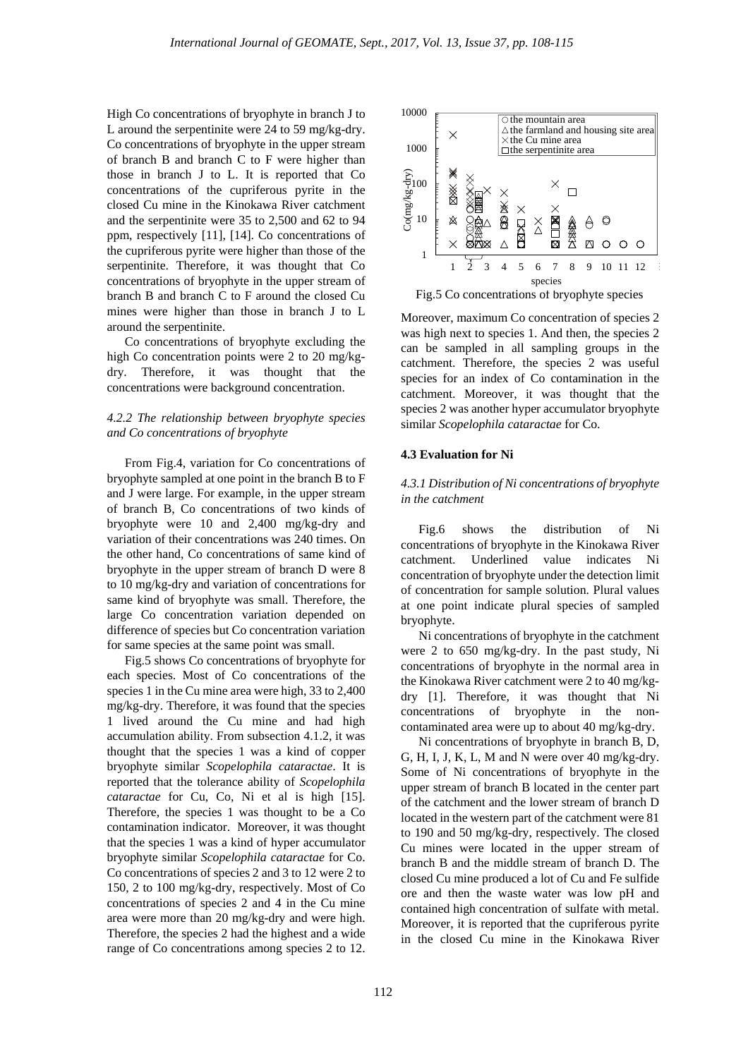High Co concentrations of bryophyte in branch J to L around the serpentinite were 24 to 59 mg/kg-dry. Co concentrations of bryophyte in the upper stream of branch B and branch C to F were higher than those in branch J to L. It is reported that Co concentrations of the cupriferous pyrite in the closed Cu mine in the Kinokawa River catchment and the serpentinite were 35 to 2,500 and 62 to 94 ppm, respectively [11], [14]. Co concentrations of the cupriferous pyrite were higher than those of the serpentinite. Therefore, it was thought that Co concentrations of bryophyte in the upper stream of branch B and branch C to F around the closed Cu mines were higher than those in branch J to L around the serpentinite.

Co concentrations of bryophyte excluding the high Co concentration points were 2 to 20 mg/kg-dry. Therefore, it was thought that the concentrations were background concentration.

### *4.2.2 The relationship between bryophyte species and Co concentrations of bryophyte*

From Fig.4, variation for Co concentrations of bryophyte sampled at one point in the branch B to F and J were large. For example, in the upper stream of branch B, Co concentrations of two kinds of bryophyte were 10 and 2,400 mg/kg-dry and variation of their concentrations was 240 times. On the other hand, Co concentrations of same kind of bryophyte in the upper stream of branch D were 8 to 10 mg/kg-dry and variation of concentrations for same kind of bryophyte was small. Therefore, the large Co concentration variation depended on difference of species but Co concentration variation for same species at the same point was small.

Fig.5 shows Co concentrations of bryophyte for each species. Most of Co concentrations of the species 1 in the Cu mine area were high, 33 to 2,400 mg/kg-dry. Therefore, it was found that the species 1 lived around the Cu mine and had high accumulation ability. From subsection 4.1.2, it was thought that the species 1 was a kind of copper bryophyte similar *Scopelophila cataractae*. It is reported that the tolerance ability of *Scopelophila cataractae* for Cu, Co, Ni et al is high [15]. Therefore, the species 1 was thought to be a Co contamination indicator. Moreover, it was thought that the species 1 was a kind of hyper accumulator bryophyte similar *Scopelophila cataractae* for Co. Co concentrations of species 2 and 3 to 12 were 2 to 150, 2 to 100 mg/kg-dry, respectively. Most of Co concentrations of species 2 and 4 in the Cu mine area were more than 20 mg/kg-dry and were high. Therefore, the species 2 had the highest and a wide range of Co concentrations among species 2 to 12.

Fig.5 Co concentrations of bryophyte species

Moreover, maximum Co concentration of species 2 was high next to species 1. And then, the species 2 can be sampled in all sampling groups in the catchment. Therefore, the species 2 was useful species for an index of Co contamination in the catchment. Moreover, it was thought that the species 2 was another hyper accumulator bryophyte similar *Scopelophila cataractae* for Co.

### 4.3 Evaluation for Ni

### *4.3.1 Distribution of Ni concentrations of bryophyte in the catchment*

Fig.6 shows the distribution of Ni concentrations of bryophyte in the Kinokawa River catchment. Underlined value indicates Ni concentration of bryophyte under the detection limit of concentration for sample solution. Plural values at one point indicate plural species of sampled bryophyte.

Ni concentrations of bryophyte in the catchment were 2 to 650 mg/kg-dry. In the past study, Ni concentrations of bryophyte in the normal area in the Kinokawa River catchment were 2 to 40 mg/kg-dry [1]. Therefore, it was thought that Ni concentrations of bryophyte in the non-contaminated area were up to about 40 mg/kg-dry.

Ni concentrations of bryophyte in branch B, D, G, H, I, J, K, L, M and N were over 40 mg/kg-dry. Some of Ni concentrations of bryophyte in the upper stream of branch B located in the center part of the catchment and the lower stream of branch D located in the western part of the catchment were 81 to 190 and 50 mg/kg-dry, respectively. The closed Cu mines were located in the upper stream of branch B and the middle stream of branch D. The closed Cu mine produced a lot of Cu and Fe sulfide ore and then the waste water was low pH and contained high concentration of sulfate with metal. Moreover, it is reported that the cupriferous pyrite in the closed Cu mine in the Kinokawa River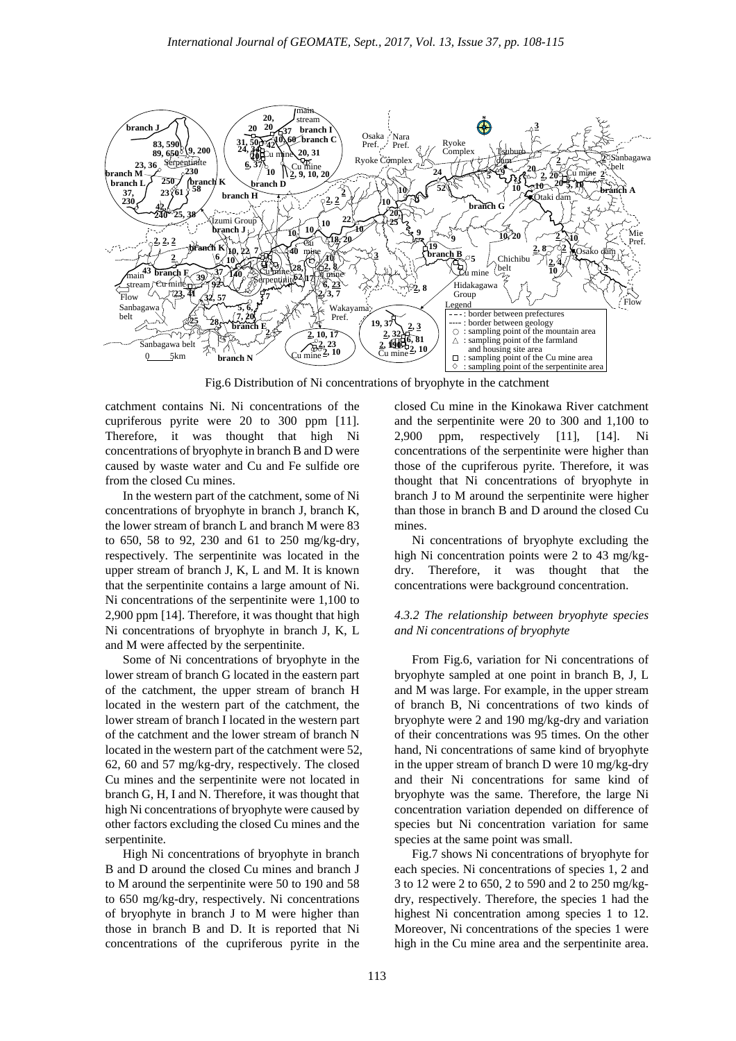Fig.6 Distribution of Ni concentrations of bryophyte in the catchment

catchment contains Ni. Ni concentrations of the cupriferous pyrite were 20 to 300 ppm [11]. Therefore, it was thought that high Ni concentrations of bryophyte in branch B and D were caused by waste water and Cu and Fe sulfide ore from the closed Cu mines.

In the western part of the catchment, some of Ni concentrations of bryophyte in branch J, branch K, the lower stream of branch L and branch M were 83 to 650, 58 to 92, 230 and 61 to 250 mg/kg-dry, respectively. The serpentinite was located in the upper stream of branch J, K, L and M. It is known that the serpentinite contains a large amount of Ni. Ni concentrations of the serpentinite were 1,100 to 2,900 ppm [14]. Therefore, it was thought that high Ni concentrations of bryophyte in branch J, K, L and M were affected by the serpentinite.

Some of Ni concentrations of bryophyte in the lower stream of branch G located in the eastern part of the catchment, the upper stream of branch H located in the western part of the catchment, the lower stream of branch I located in the western part of the catchment and the lower stream of branch N located in the western part of the catchment were 52, 62, 60 and 57 mg/kg-dry, respectively. The closed Cu mines and the serpentinite were not located in branch G, H, I and N. Therefore, it was thought that high Ni concentrations of bryophyte were caused by other factors excluding the closed Cu mines and the serpentinite.

High Ni concentrations of bryophyte in branch B and D around the closed Cu mines and branch J to M around the serpentinite were 50 to 190 and 58 to 650 mg/kg-dry, respectively. Ni concentrations of bryophyte in branch J to M were higher than those in branch B and D. It is reported that Ni concentrations of the cupriferous pyrite in the closed Cu mine in the Kinokawa River catchment and the serpentinite were 20 to 300 and 1,100 to 2,900 ppm, respectively [11], [14]. Ni concentrations of the serpentinite were higher than those of the cupriferous pyrite. Therefore, it was thought that Ni concentrations of bryophyte in branch J to M around the serpentinite were higher than those in branch B and D around the closed Cu mines.

Ni concentrations of bryophyte excluding the high Ni concentration points were 2 to 43 mg/kg-dry. Therefore, it was thought that the concentrations were background concentration.

### *4.3.2 The relationship between bryophyte species and Ni concentrations of bryophyte*

From Fig.6, variation for Ni concentrations of bryophyte sampled at one point in branch B, J, L and M was large. For example, in the upper stream of branch B, Ni concentrations of two kinds of bryophyte were 2 and 190 mg/kg-dry and variation of their concentrations was 95 times. On the other hand, Ni concentrations of same kind of bryophyte in the upper stream of branch D were 10 mg/kg-dry and their Ni concentrations for same kind of bryophyte was the same. Therefore, the large Ni concentration variation depended on difference of species but Ni concentration variation for same species at the same point was small.

Fig.7 shows Ni concentrations of bryophyte for each species. Ni concentrations of species 1, 2 and 3 to 12 were 2 to 650, 2 to 590 and 2 to 250 mg/kg-dry, respectively. Therefore, the species 1 had the highest Ni concentration among species 1 to 12. Moreover, Ni concentrations of the species 1 were high in the Cu mine area and the serpentinite area.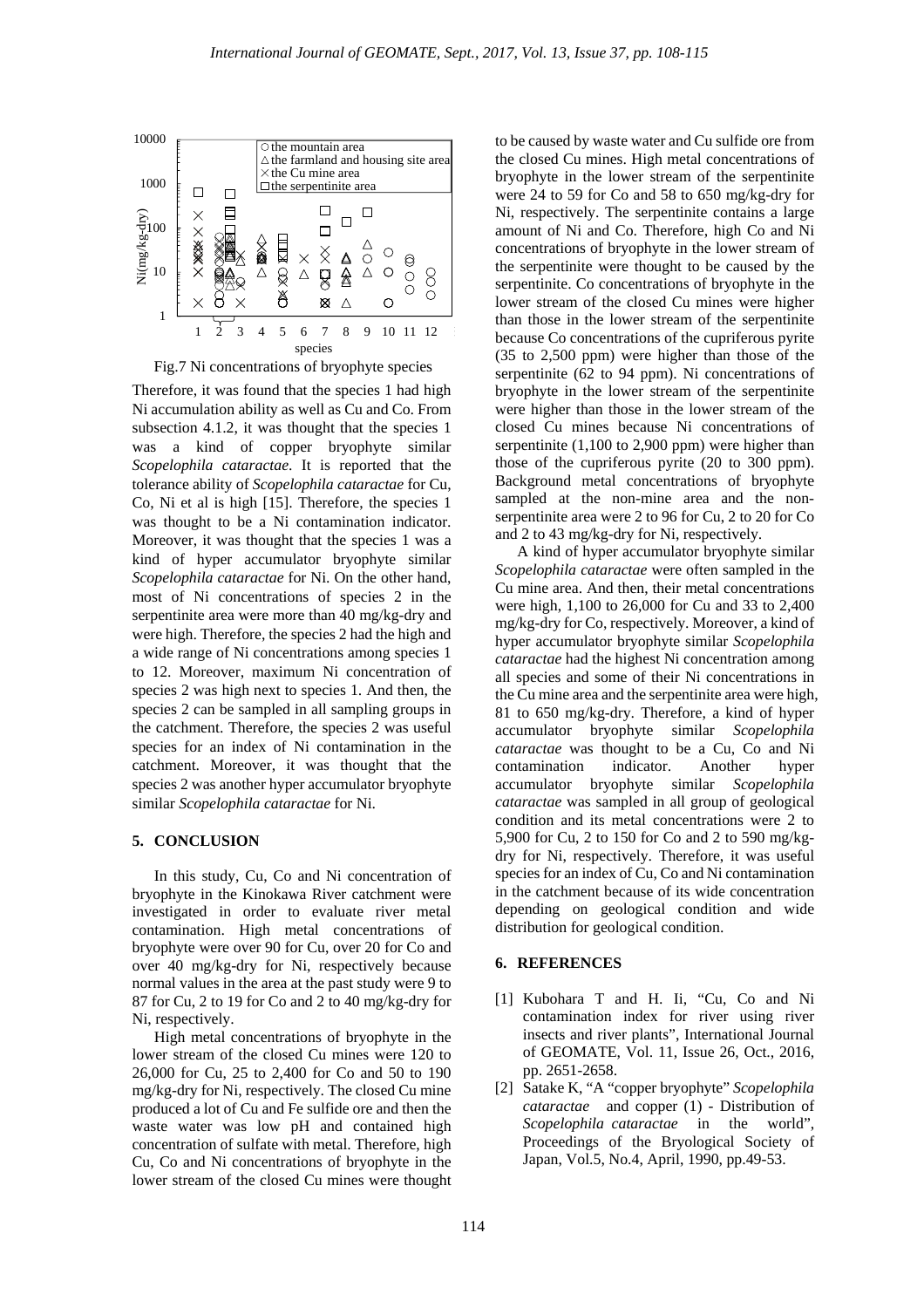Fig.7 Ni concentrations of bryophyte species

Therefore, it was found that the species 1 had high Ni accumulation ability as well as Cu and Co. From subsection 4.1.2, it was thought that the species 1 was a kind of copper bryophyte similar *Scopelophila cataractae*. It is reported that the tolerance ability of *Scopelophila cataractae* for Cu, Co, Ni et al is high [15]. Therefore, the species 1 was thought to be a Ni contamination indicator. Moreover, it was thought that the species 1 was a kind of hyper accumulator bryophyte similar *Scopelophila cataractae* for Ni. On the other hand, most of Ni concentrations of species 2 in the serpentinite area were more than 40 mg/kg-dry and were high. Therefore, the species 2 had the high and a wide range of Ni concentrations among species 1 to 12. Moreover, maximum Ni concentration of species 2 was high next to species 1. And then, the species 2 can be sampled in all sampling groups in the catchment. Therefore, the species 2 was useful species for an index of Ni contamination in the catchment. Moreover, it was thought that the species 2 was another hyper accumulator bryophyte similar *Scopelophila cataractae* for Ni.

## 5. CONCLUSION

In this study, Cu, Co and Ni concentration of bryophyte in the Kinokawa River catchment were investigated in order to evaluate river metal contamination. High metal concentrations of bryophyte were over 90 for Cu, over 20 for Co and over 40 mg/kg-dry for Ni, respectively because normal values in the area at the past study were 9 to 87 for Cu, 2 to 19 for Co and 2 to 40 mg/kg-dry for Ni, respectively.

High metal concentrations of bryophyte in the lower stream of the closed Cu mines were 120 to 26,000 for Cu, 25 to 2,400 for Co and 50 to 190 mg/kg-dry for Ni, respectively. The closed Cu mine produced a lot of Cu and Fe sulfide ore and then the waste water was low pH and contained high concentration of sulfate with metal. Therefore, high Cu, Co and Ni concentrations of bryophyte in the lower stream of the closed Cu mines were thought to be caused by waste water and Cu sulfide ore from the closed Cu mines. High metal concentrations of bryophyte in the lower stream of the serpentinite were 24 to 59 for Co and 58 to 650 mg/kg-dry for Ni, respectively. The serpentinite contains a large amount of Ni and Co. Therefore, high Co and Ni concentrations of bryophyte in the lower stream of the serpentinite were thought to be caused by the serpentinite. Co concentrations of bryophyte in the lower stream of the closed Cu mines were higher than those in the lower stream of the serpentinite because Co concentrations of the cupriferous pyrite (35 to 2,500 ppm) were higher than those of the serpentinite (62 to 94 ppm). Ni concentrations of bryophyte in the lower stream of the serpentinite were higher than those in the lower stream of the closed Cu mines because Ni concentrations of serpentinite (1,100 to 2,900 ppm) were higher than those of the cupriferous pyrite (20 to 300 ppm). Background metal concentrations of bryophyte sampled at the non-mine area and the non-serpentinite area were 2 to 96 for Cu, 2 to 20 for Co and 2 to 43 mg/kg-dry for Ni, respectively.

A kind of hyper accumulator bryophyte similar *Scopelophila cataractae* were often sampled in the Cu mine area. And then, their metal concentrations were high, 1,100 to 26,000 for Cu and 33 to 2,400 mg/kg-dry for Co, respectively. Moreover, a kind of hyper accumulator bryophyte similar *Scopelophila cataractae* had the highest Ni concentration among all species and some of their Ni concentrations in the Cu mine area and the serpentinite area were high, 81 to 650 mg/kg-dry. Therefore, a kind of hyper accumulator bryophyte similar *Scopelophila cataractae* was thought to be a Cu, Co and Ni contamination indicator. Another hyper accumulator bryophyte similar *Scopelophila cataractae* was sampled in all group of geological condition and its metal concentrations were 2 to 5,900 for Cu, 2 to 150 for Co and 2 to 590 mg/kg-dry for Ni, respectively. Therefore, it was useful species for an index of Cu, Co and Ni contamination in the catchment because of its wide concentration depending on geological condition and wide distribution for geological condition.

## 6. REFERENCES

[1] Kubohara T and H. Ii, "Cu, Co and Ni contamination index for river using river insects and river plants", International Journal of GEOMATE, Vol. 11, Issue 26, Oct., 2016, pp. 2651-2658.

[2] Satake K, "A "copper bryophyte" *Scopelophila cataractae* and copper (1) - Distribution of *Scopelophila cataractae* in the world", Proceedings of the Bryological Society of Japan, Vol.5, No.4, April, 1990, pp.49-53.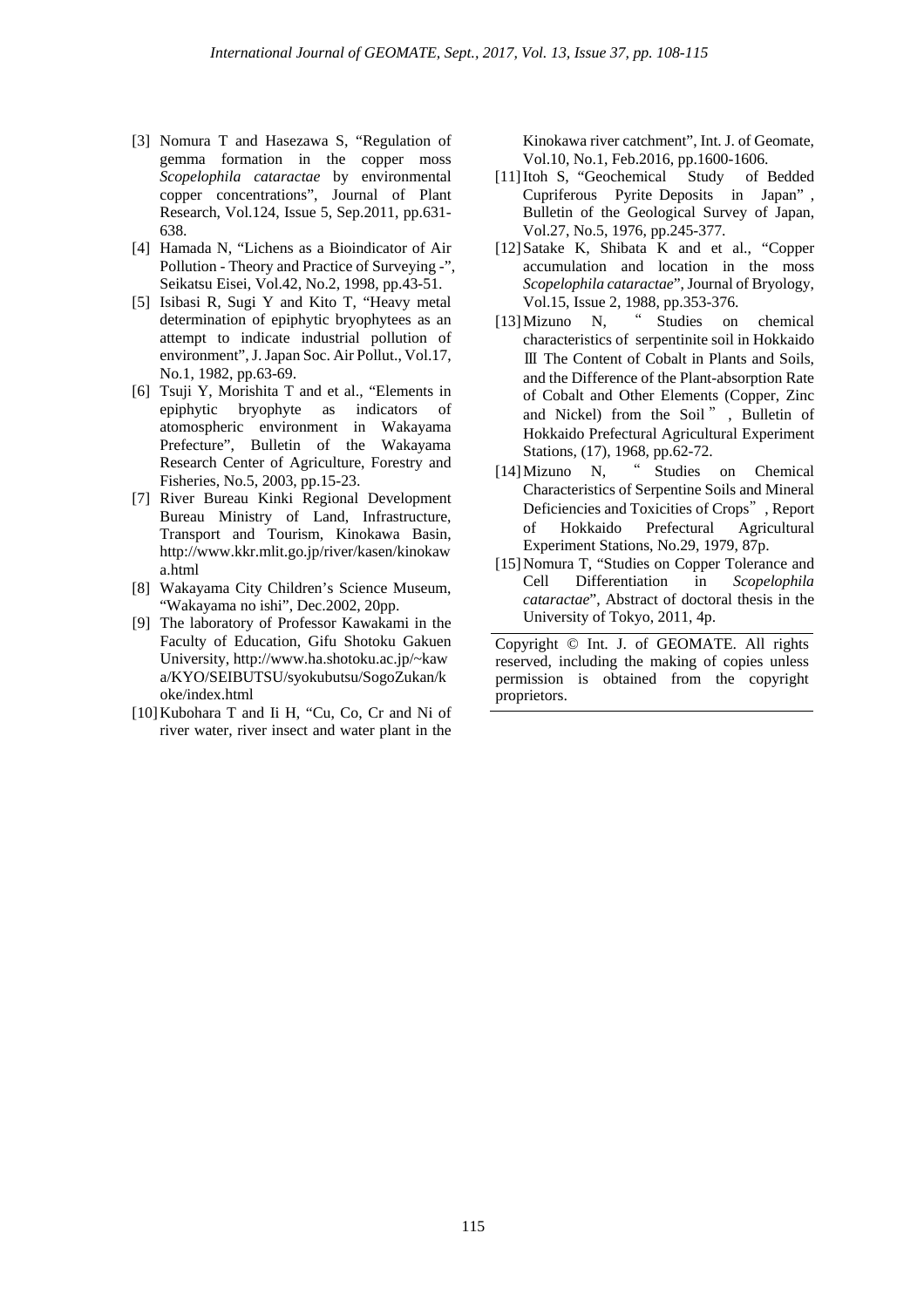[3] Nomura T and Hasezawa S, "Regulation of gemma formation in the copper moss *Scopelophila cataractae* by environmental copper concentrations", Journal of Plant Research, Vol.124, Issue 5, Sep.2011, pp.631-638.

[4] Hamada N, "Lichens as a Bioindicator of Air Pollution - Theory and Practice of Surveying -", Seikatsu Eisei, Vol.42, No.2, 1998, pp.43-51.

[5] Isibasi R, Sugi Y and Kito T, "Heavy metal determination of epiphytic bryophytees as an attempt to indicate industrial pollution of environment", J. Japan Soc. Air Pollut., Vol.17, No.1, 1982, pp.63-69.

[6] Tsuji Y, Morishita T and et al., "Elements in epiphytic bryophyte as indicators of atomospheric environment in Wakayama Prefecture", Bulletin of the Wakayama Research Center of Agriculture, Forestry and Fisheries, No.5, 2003, pp.15-23.

[7] River Bureau Kinki Regional Development Bureau Ministry of Land, Infrastructure, Transport and Tourism, Kinokawa Basin, http://www.kkr.mlit.go.jp/river/kasen/kinokawa.html

[8] Wakayama City Children's Science Museum, "Wakayama no ishi", Dec.2002, 20pp.

[9] The laboratory of Professor Kawakami in the Faculty of Education, Gifu Shotoku Gakuen University, http://www.ha.shotoku.ac.jp/~kawa/KYO/SEIBUTSU/syokubutsu/SogoZukan/koke/index.html

[10] Kubohara T and Ii H, "Cu, Co, Cr and Ni of river water, river insect and water plant in the Kinokawa river catchment", Int. J. of Geomate, Vol.10, No.1, Feb.2016, pp.1600-1606.

[11] Itoh S, "Geochemical Study of Bedded Cupriferous Pyrite Deposits in Japan", Bulletin of the Geological Survey of Japan, Vol.27, No.5, 1976, pp.245-377.

[12] Satake K, Shibata K and et al., "Copper accumulation and location in the moss *Scopelophila cataractae*", Journal of Bryology, Vol.15, Issue 2, 1988, pp.353-376.

[13] Mizuno N, "Studies on chemical characteristics of serpentinite soil in Hokkaido Ⅲ The Content of Cobalt in Plants and Soils, and the Difference of the Plant-absorption Rate of Cobalt and Other Elements (Copper, Zinc and Nickel) from the Soil", Bulletin of Hokkaido Prefectural Agricultural Experiment Stations, (17), 1968, pp.62-72.

[14] Mizuno N, "Studies on Chemical Characteristics of Serpentine Soils and Mineral Deficiencies and Toxicities of Crops", Report of Hokkaido Prefectural Agricultural Experiment Stations, No.29, 1979, 87p.

[15] Nomura T, "Studies on Copper Tolerance and Cell Differentiation in *Scopelophila cataractae*", Abstract of doctoral thesis in the University of Tokyo, 2011, 4p.

Copyright © Int. J. of GEOMATE. All rights reserved, including the making of copies unless permission is obtained from the copyright proprietors.